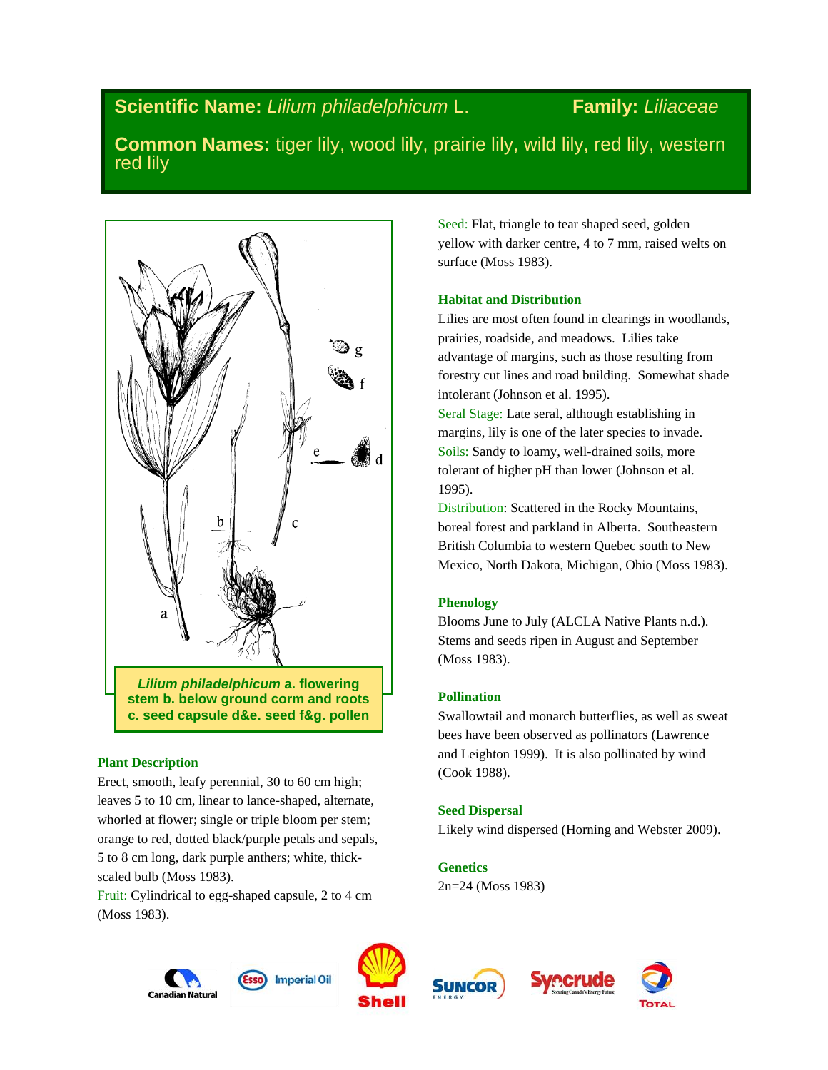# Scientific Name: *Lilium philadelphicum* L. Family: *Liliaceae*

**Common Names:** tiger lily, wood lily, prairie lily, wild lily, red lily, western red lily

***Lilium philadelphicum*** **a. flowering stem b. below ground corm and roots c. seed capsule d&e. seed f&g. pollen**

### Plant Description

Erect, smooth, leafy perennial, 30 to 60 cm high; leaves 5 to 10 cm, linear to lance-shaped, alternate, whorled at flower; single or triple bloom per stem; orange to red, dotted black/purple petals and sepals, 5 to 8 cm long, dark purple anthers; white, thick-scaled bulb (Moss 1983).

Fruit: Cylindrical to egg-shaped capsule, 2 to 4 cm (Moss 1983).

Seed: Flat, triangle to tear shaped seed, golden yellow with darker centre, 4 to 7 mm, raised welts on surface (Moss 1983).

### Habitat and Distribution

Lilies are most often found in clearings in woodlands, prairies, roadside, and meadows. Lilies take advantage of margins, such as those resulting from forestry cut lines and road building. Somewhat shade intolerant (Johnson et al. 1995).

Seral Stage: Late seral, although establishing in margins, lily is one of the later species to invade.

Soils: Sandy to loamy, well-drained soils, more tolerant of higher pH than lower (Johnson et al. 1995).

Distribution: Scattered in the Rocky Mountains, boreal forest and parkland in Alberta. Southeastern British Columbia to western Quebec south to New Mexico, North Dakota, Michigan, Ohio (Moss 1983).

### Phenology

Blooms June to July (ALCLA Native Plants n.d.). Stems and seeds ripen in August and September (Moss 1983).

### Pollination

Swallowtail and monarch butterflies, as well as sweat bees have been observed as pollinators (Lawrence and Leighton 1999). It is also pollinated by wind (Cook 1988).

### Seed Dispersal

Likely wind dispersed (Horning and Webster 2009).

### Genetics

2n=24 (Moss 1983)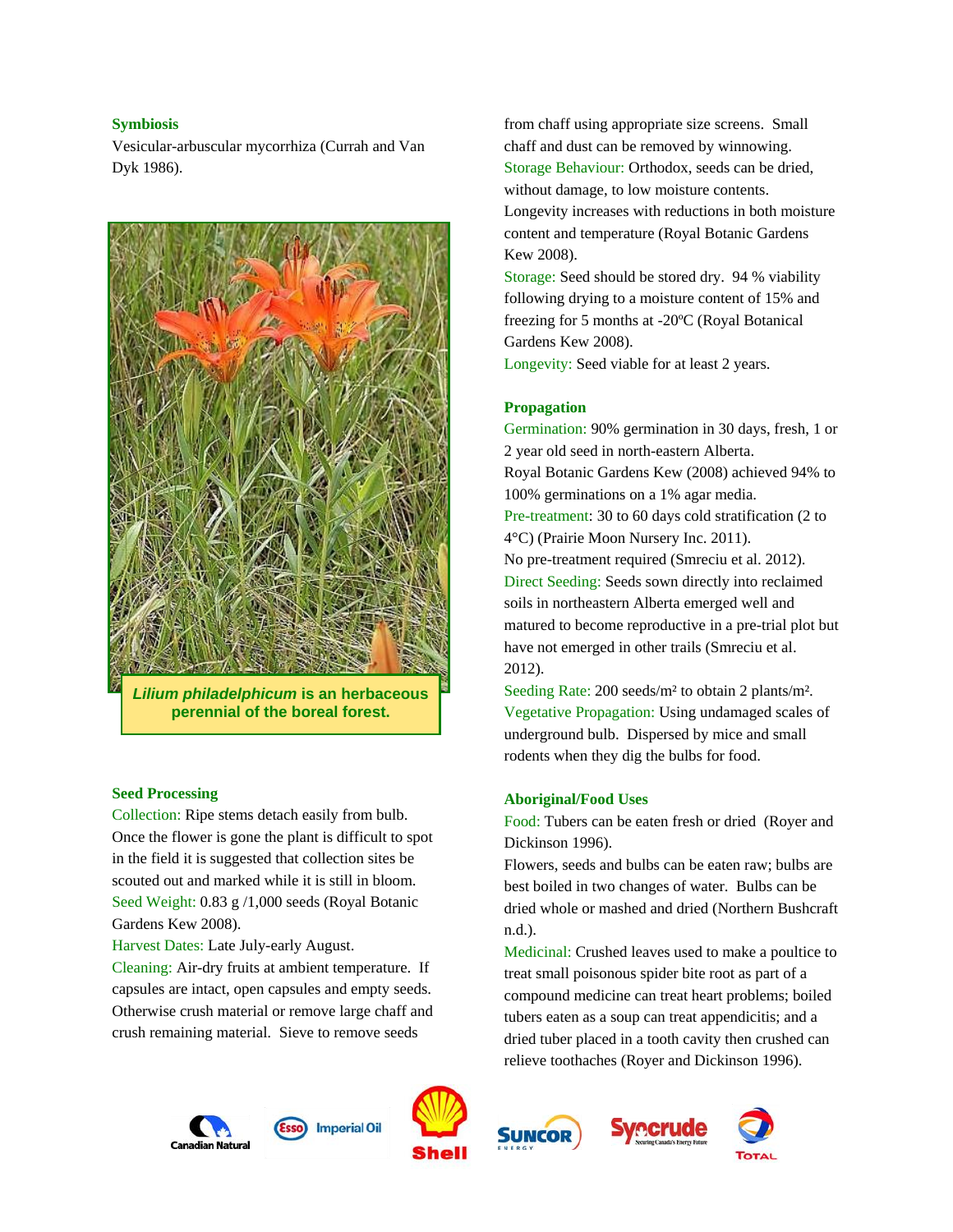## Symbiosis

Vesicular-arbuscular mycorrhiza (Currah and Van Dyk 1986).

***Lilium philadelphicum* is an herbaceous perennial of the boreal forest.**

## Seed Processing

Collection: Ripe stems detach easily from bulb. Once the flower is gone the plant is difficult to spot in the field it is suggested that collection sites be scouted out and marked while it is still in bloom.
Seed Weight: 0.83 g /1,000 seeds (Royal Botanic Gardens Kew 2008).
Harvest Dates: Late July-early August.
Cleaning: Air-dry fruits at ambient temperature. If capsules are intact, open capsules and empty seeds. Otherwise crush material or remove large chaff and crush remaining material. Sieve to remove seeds from chaff using appropriate size screens. Small chaff and dust can be removed by winnowing.
Storage Behaviour: Orthodox, seeds can be dried, without damage, to low moisture contents. Longevity increases with reductions in both moisture content and temperature (Royal Botanic Gardens Kew 2008).
Storage: Seed should be stored dry. 94 % viability following drying to a moisture content of 15% and freezing for 5 months at -20ºC (Royal Botanical Gardens Kew 2008).
Longevity: Seed viable for at least 2 years.

## Propagation

Germination: 90% germination in 30 days, fresh, 1 or 2 year old seed in north-eastern Alberta.
Royal Botanic Gardens Kew (2008) achieved 94% to 100% germinations on a 1% agar media.
Pre-treatment: 30 to 60 days cold stratification (2 to 4°C) (Prairie Moon Nursery Inc. 2011).
No pre-treatment required (Smreciu et al. 2012).
Direct Seeding: Seeds sown directly into reclaimed soils in northeastern Alberta emerged well and matured to become reproductive in a pre-trial plot but have not emerged in other trails (Smreciu et al. 2012).
Seeding Rate: 200 seeds/m² to obtain 2 plants/m².
Vegetative Propagation: Using undamaged scales of underground bulb. Dispersed by mice and small rodents when they dig the bulbs for food.

## Aboriginal/Food Uses

Food: Tubers can be eaten fresh or dried (Royer and Dickinson 1996).
Flowers, seeds and bulbs can be eaten raw; bulbs are best boiled in two changes of water. Bulbs can be dried whole or mashed and dried (Northern Bushcraft n.d.).
Medicinal: Crushed leaves used to make a poultice to treat small poisonous spider bite root as part of a compound medicine can treat heart problems; boiled tubers eaten as a soup can treat appendicitis; and a dried tuber placed in a tooth cavity then crushed can relieve toothaches (Royer and Dickinson 1996).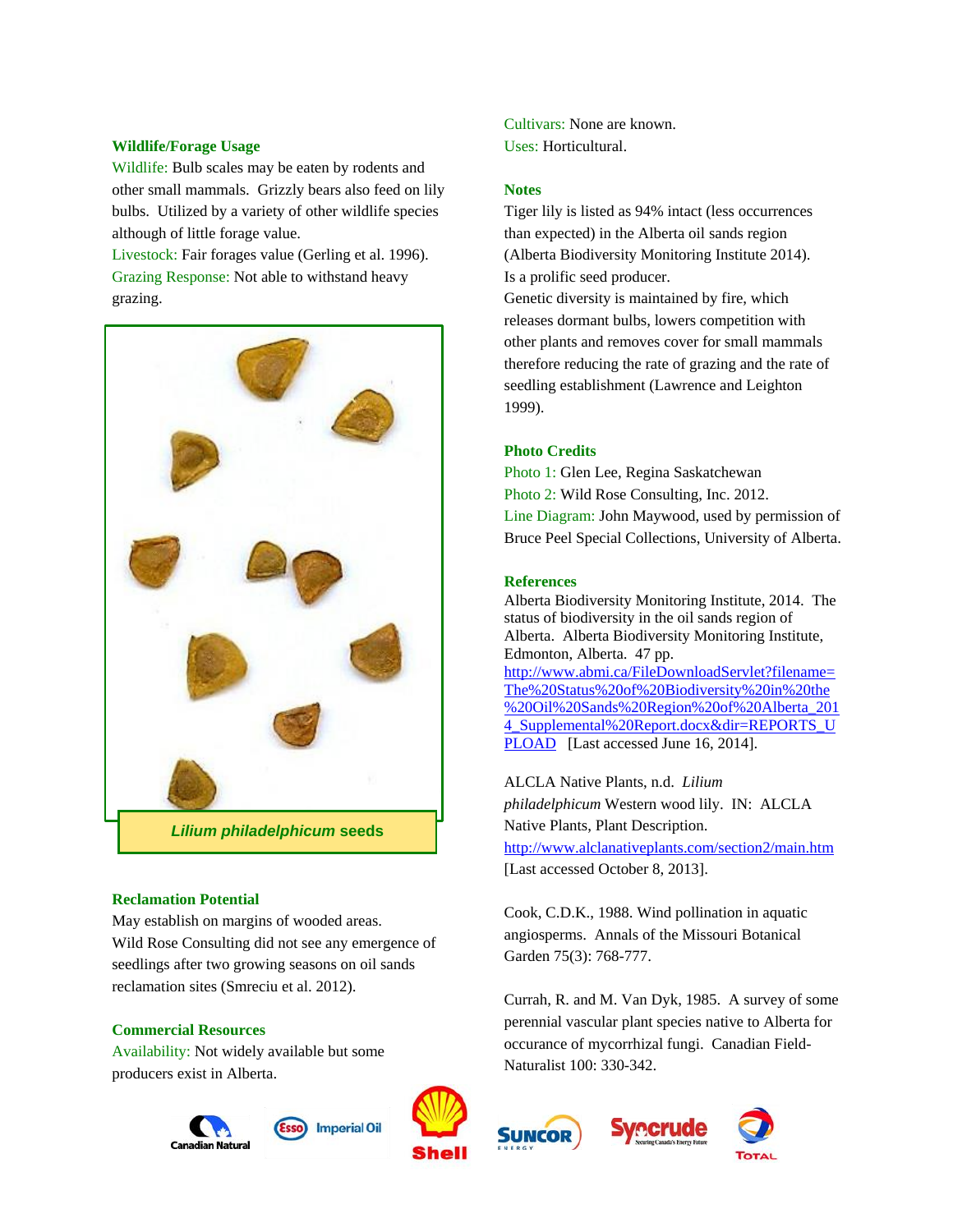### Wildlife/Forage Usage

Wildlife: Bulb scales may be eaten by rodents and other small mammals. Grizzly bears also feed on lily bulbs. Utilized by a variety of other wildlife species although of little forage value.

Livestock: Fair forages value (Gerling et al. 1996).

Grazing Response: Not able to withstand heavy grazing.

***Lilium philadelphicum* seeds**

### Reclamation Potential

May establish on margins of wooded areas.

Wild Rose Consulting did not see any emergence of seedlings after two growing seasons on oil sands reclamation sites (Smreciu et al. 2012).

### Commercial Resources

Availability: Not widely available but some producers exist in Alberta.

Cultivars: None are known.

Uses: Horticultural.

### Notes

Tiger lily is listed as 94% intact (less occurrences than expected) in the Alberta oil sands region (Alberta Biodiversity Monitoring Institute 2014).

Is a prolific seed producer.

Genetic diversity is maintained by fire, which releases dormant bulbs, lowers competition with other plants and removes cover for small mammals therefore reducing the rate of grazing and the rate of seedling establishment (Lawrence and Leighton 1999).

### Photo Credits

Photo 1: Glen Lee, Regina Saskatchewan

Photo 2: Wild Rose Consulting, Inc. 2012.

Line Diagram: John Maywood, used by permission of Bruce Peel Special Collections, University of Alberta.

### References

Alberta Biodiversity Monitoring Institute, 2014. The status of biodiversity in the oil sands region of Alberta. Alberta Biodiversity Monitoring Institute, Edmonton, Alberta. 47 pp. http://www.abmi.ca/FileDownloadServlet?filename=The%20Status%20of%20Biodiversity%20in%20the%20Oil%20Sands%20Region%20of%20Alberta_2014_Supplemental%20Report.docx&dir=REPORTS_UPLOAD [Last accessed June 16, 2014].

ALCLA Native Plants, n.d. *Lilium philadelphicum* Western wood lily. IN: ALCLA Native Plants, Plant Description. http://www.alclanativeplants.com/section2/main.htm [Last accessed October 8, 2013].

Cook, C.D.K., 1988. Wind pollination in aquatic angiosperms. Annals of the Missouri Botanical Garden 75(3): 768-777.

Currah, R. and M. Van Dyk, 1985. A survey of some perennial vascular plant species native to Alberta for occurance of mycorrhizal fungi. Canadian Field-Naturalist 100: 330-342.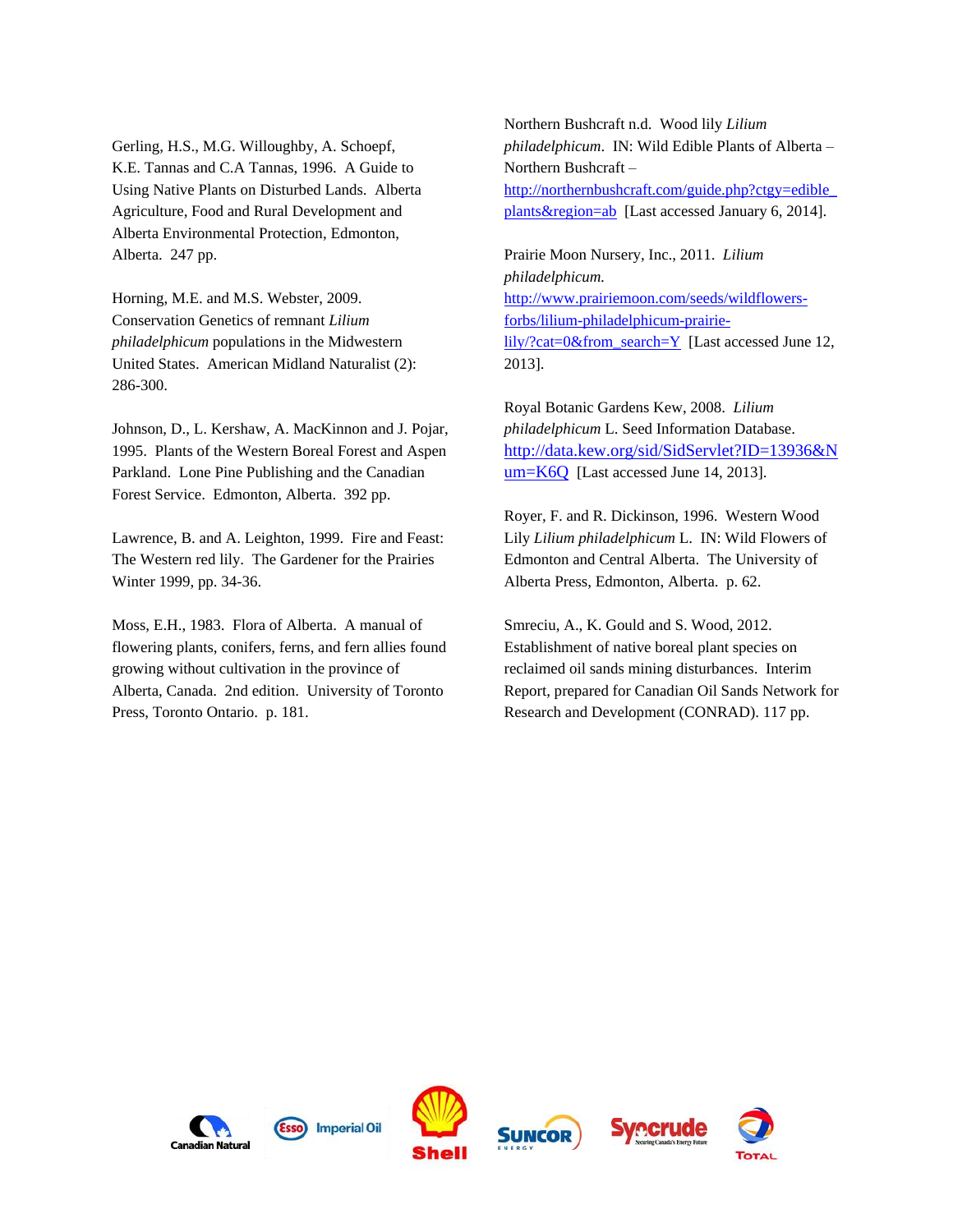Gerling, H.S., M.G. Willoughby, A. Schoepf, K.E. Tannas and C.A Tannas, 1996. A Guide to Using Native Plants on Disturbed Lands. Alberta Agriculture, Food and Rural Development and Alberta Environmental Protection, Edmonton, Alberta. 247 pp.

Horning, M.E. and M.S. Webster, 2009. Conservation Genetics of remnant *Lilium philadelphicum* populations in the Midwestern United States. American Midland Naturalist (2): 286-300.

Johnson, D., L. Kershaw, A. MacKinnon and J. Pojar, 1995. Plants of the Western Boreal Forest and Aspen Parkland. Lone Pine Publishing and the Canadian Forest Service. Edmonton, Alberta. 392 pp.

Lawrence, B. and A. Leighton, 1999. Fire and Feast: The Western red lily. The Gardener for the Prairies Winter 1999, pp. 34-36.

Moss, E.H., 1983. Flora of Alberta. A manual of flowering plants, conifers, ferns, and fern allies found growing without cultivation in the province of Alberta, Canada. 2nd edition. University of Toronto Press, Toronto Ontario. p. 181.

Northern Bushcraft n.d. Wood lily *Lilium philadelphicum*. IN: Wild Edible Plants of Alberta – Northern Bushcraft – http://northernbushcraft.com/guide.php?ctgy=edible_plants&region=ab [Last accessed January 6, 2014].

Prairie Moon Nursery, Inc., 2011. *Lilium philadelphicum.* http://www.prairiemoon.com/seeds/wildflowers-forbs/lilium-philadelphicum-prairie-lily/?cat=0&from_search=Y [Last accessed June 12, 2013].

Royal Botanic Gardens Kew, 2008. *Lilium philadelphicum* L. Seed Information Database. http://data.kew.org/sid/SidServlet?ID=13936&Num=K6Q [Last accessed June 14, 2013].

Royer, F. and R. Dickinson, 1996. Western Wood Lily *Lilium philadelphicum* L. IN: Wild Flowers of Edmonton and Central Alberta. The University of Alberta Press, Edmonton, Alberta. p. 62.

Smreciu, A., K. Gould and S. Wood, 2012. Establishment of native boreal plant species on reclaimed oil sands mining disturbances. Interim Report, prepared for Canadian Oil Sands Network for Research and Development (CONRAD). 117 pp.